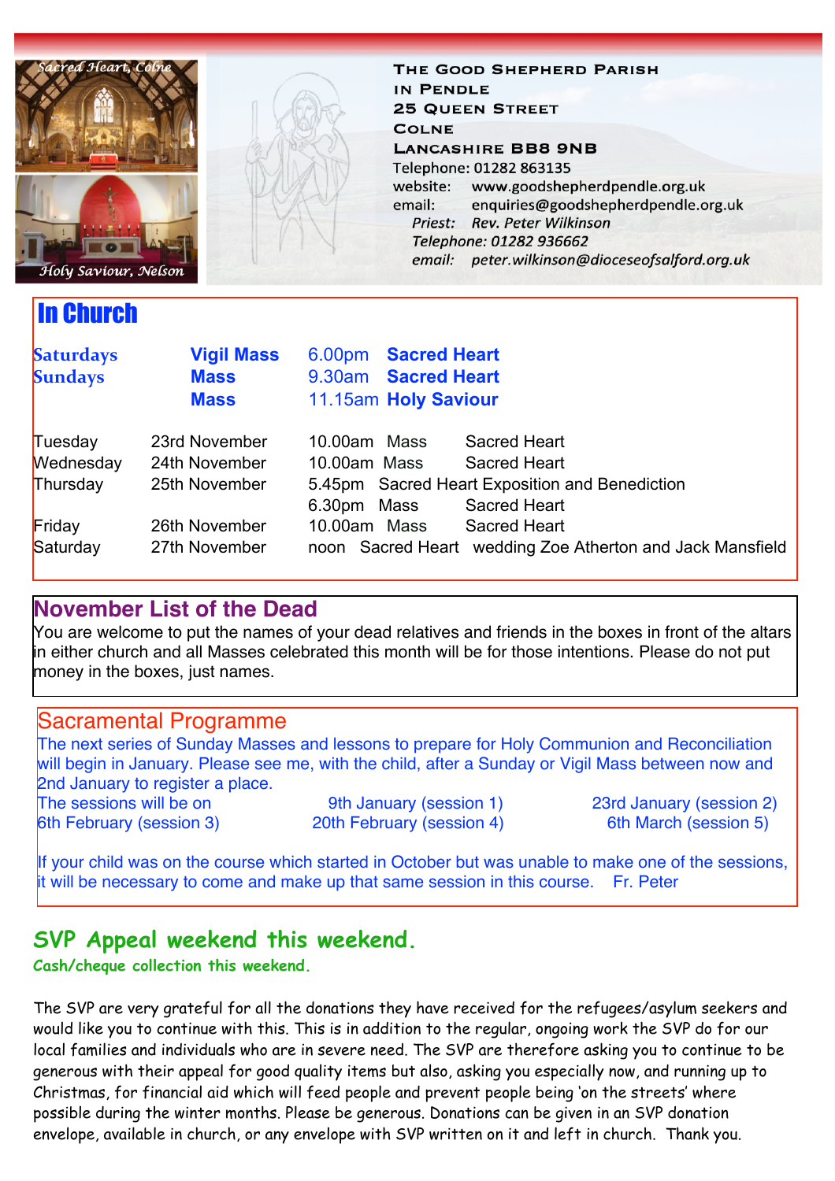Sacred Heart, Colne

Holy Saviour, Nelson

**THE GOOD SHEPHERD PARISH IN PENDLE**
**25 QUEEN STREET**
**COLNE**
**LANCASHIRE BB8 9NB**

Telephone: 01282 863135
website: www.goodshepherdpendle.org.uk
email: enquiries@goodshepherdpendle.org.uk
*Priest: Rev. Peter Wilkinson*
*Telephone: 01282 936662*
*email: peter.wilkinson@dioceseofsalford.org.uk*

## In Church

| | | | |
|---|---|---|---|
| **Saturdays** | **Vigil Mass** | 6.00pm | **Sacred Heart** |
| **Sundays** | **Mass** | 9.30am | **Sacred Heart** |
| | **Mass** | 11.15am | **Holy Saviour** |

| | | | |
|---|---|---|---|
| Tuesday | 23rd November | 10.00am Mass | Sacred Heart |
| Wednesday | 24th November | 10.00am Mass | Sacred Heart |
| Thursday | 25th November | 5.45pm Sacred Heart Exposition and Benediction | |
| | | 6.30pm Mass | Sacred Heart |
| Friday | 26th November | 10.00am Mass | Sacred Heart |
| Saturday | 27th November | noon Sacred Heart | wedding Zoe Atherton and Jack Mansfield |

## November List of the Dead

You are welcome to put the names of your dead relatives and friends in the boxes in front of the altars in either church and all Masses celebrated this month will be for those intentions. Please do not put money in the boxes, just names.

## Sacramental Programme

The next series of Sunday Masses and lessons to prepare for Holy Communion and Reconciliation will begin in January. Please see me, with the child, after a Sunday or Vigil Mass between now and 2nd January to register a place.

The sessions will be on 9th January (session 1), 23rd January (session 2), 6th February (session 3), 20th February (session 4), 6th March (session 5)

If your child was on the course which started in October but was unable to make one of the sessions, it will be necessary to come and make up that same session in this course. Fr. Peter

## SVP Appeal weekend this weekend.

**Cash/cheque collection this weekend.**

The SVP are very grateful for all the donations they have received for the refugees/asylum seekers and would like you to continue with this. This is in addition to the regular, ongoing work the SVP do for our local families and individuals who are in severe need. The SVP are therefore asking you to continue to be generous with their appeal for good quality items but also, asking you especially now, and running up to Christmas, for financial aid which will feed people and prevent people being 'on the streets' where possible during the winter months. Please be generous. Donations can be given in an SVP donation envelope, available in church, or any envelope with SVP written on it and left in church. Thank you.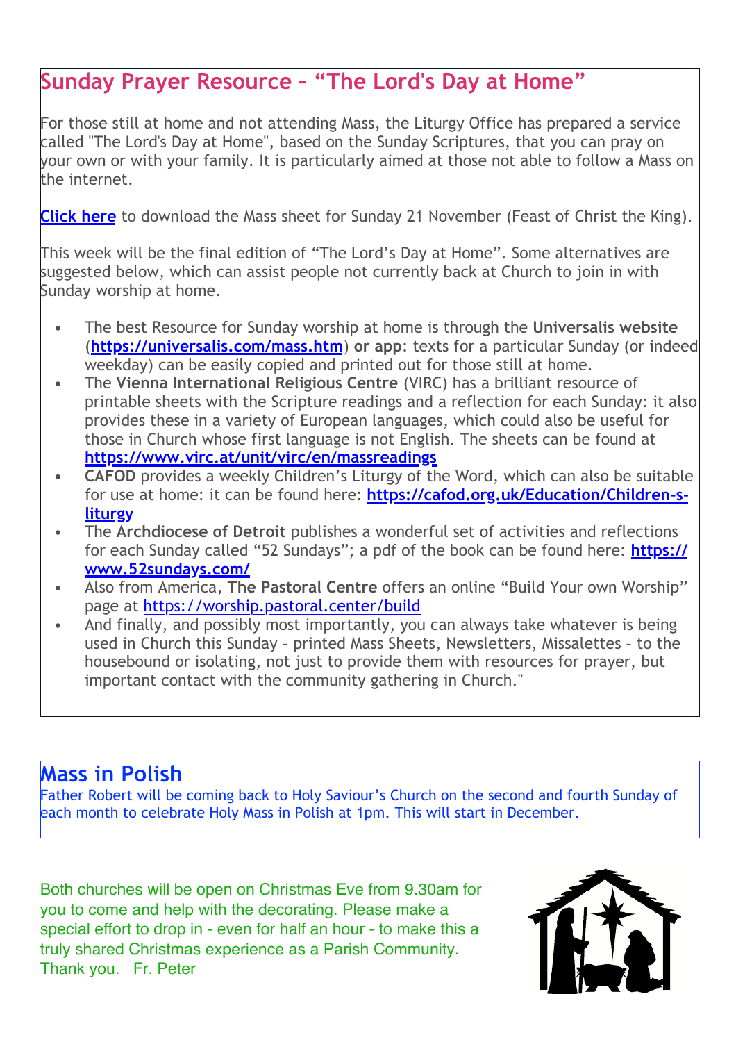## Sunday Prayer Resource – "The Lord's Day at Home"

For those still at home and not attending Mass, the Liturgy Office has prepared a service called "The Lord's Day at Home", based on the Sunday Scriptures, that you can pray on your own or with your family. It is particularly aimed at those not able to follow a Mass on the internet.

**Click here** to download the Mass sheet for Sunday 21 November (Feast of Christ the King).

This week will be the final edition of "The Lord's Day at Home". Some alternatives are suggested below, which can assist people not currently back at Church to join in with Sunday worship at home.

- The best Resource for Sunday worship at home is through the **Universalis website** (**https://universalis.com/mass.htm**) **or app**: texts for a particular Sunday (or indeed weekday) can be easily copied and printed out for those still at home.
- The **Vienna International Religious Centre** (VIRC) has a brilliant resource of printable sheets with the Scripture readings and a reflection for each Sunday: it also provides these in a variety of European languages, which could also be useful for those in Church whose first language is not English. The sheets can be found at **https://www.virc.at/unit/virc/en/massreadings**
- **CAFOD** provides a weekly Children's Liturgy of the Word, which can also be suitable for use at home: it can be found here: **https://cafod.org.uk/Education/Children-s-liturgy**
- The **Archdiocese of Detroit** publishes a wonderful set of activities and reflections for each Sunday called "52 Sundays"; a pdf of the book can be found here: **https://www.52sundays.com/**
- Also from America, **The Pastoral Centre** offers an online "Build Your own Worship" page at https://worship.pastoral.center/build
- And finally, and possibly most importantly, you can always take whatever is being used in Church this Sunday – printed Mass Sheets, Newsletters, Missalettes – to the housebound or isolating, not just to provide them with resources for prayer, but important contact with the community gathering in Church."

## Mass in Polish

Father Robert will be coming back to Holy Saviour's Church on the second and fourth Sunday of each month to celebrate Holy Mass in Polish at 1pm. This will start in December.

Both churches will be open on Christmas Eve from 9.30am for you to come and help with the decorating. Please make a special effort to drop in - even for half an hour - to make this a truly shared Christmas experience as a Parish Community. Thank you. Fr. Peter